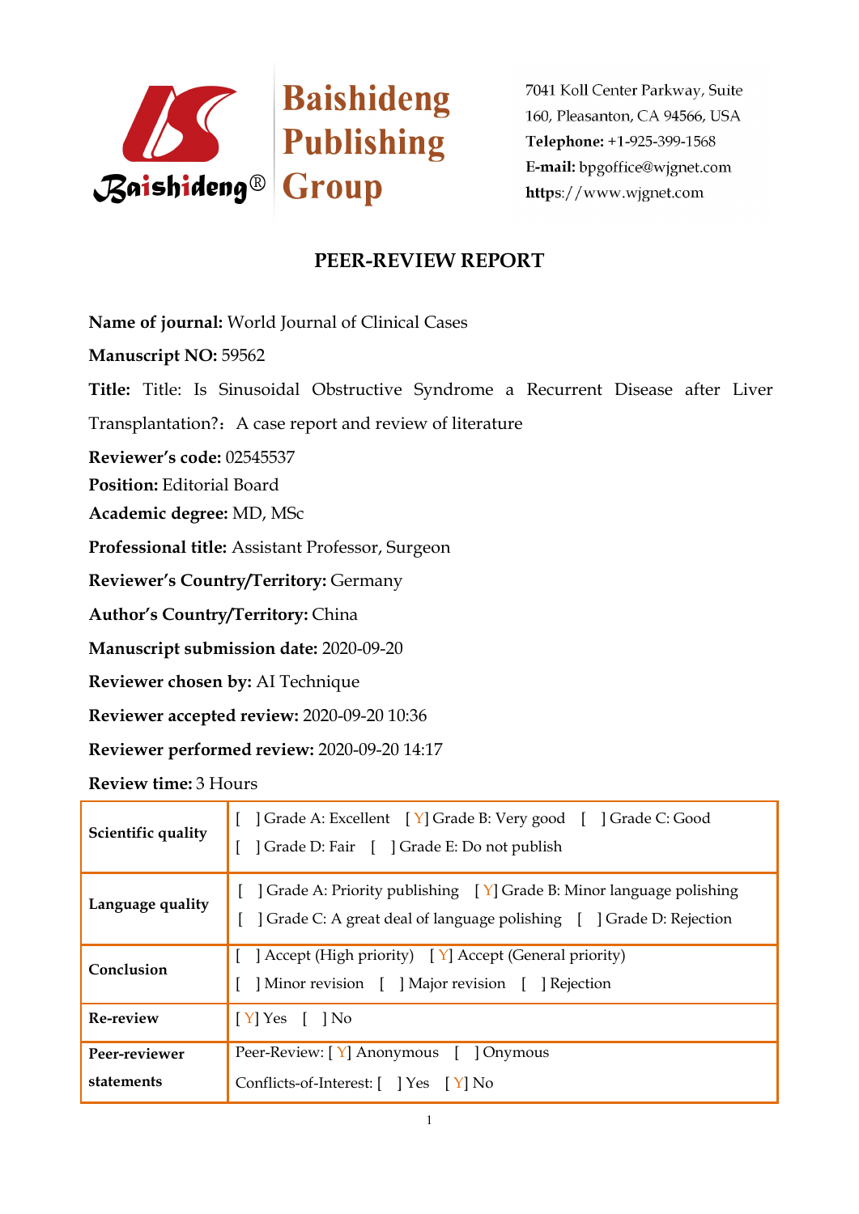Baishideng Publishing Group

7041 Koll Center Parkway, Suite 160, Pleasanton, CA 94566, USA
**Telephone:** +1-925-399-1568
**E-mail:** bpgoffice@wjgnet.com
**https**://www.wjgnet.com

# PEER-REVIEW REPORT

**Name of journal:** World Journal of Clinical Cases

**Manuscript NO:** 59562

**Title:** Title: Is Sinusoidal Obstructive Syndrome a Recurrent Disease after Liver Transplantation?：A case report and review of literature

**Reviewer's code:** 02545537

**Position:** Editorial Board

**Academic degree:** MD, MSc

**Professional title:** Assistant Professor, Surgeon

**Reviewer's Country/Territory:** Germany

**Author's Country/Territory:** China

**Manuscript submission date:** 2020-09-20

**Reviewer chosen by:** AI Technique

**Reviewer accepted review:** 2020-09-20 10:36

**Reviewer performed review:** 2020-09-20 14:17

**Review time:** 3 Hours

| | |
|---|---|
| **Scientific quality** | [ ] Grade A: Excellent [ Y] Grade B: Very good [ ] Grade C: Good [ ] Grade D: Fair [ ] Grade E: Do not publish |
| **Language quality** | [ ] Grade A: Priority publishing [ Y] Grade B: Minor language polishing [ ] Grade C: A great deal of language polishing [ ] Grade D: Rejection |
| **Conclusion** | [ ] Accept (High priority) [ Y] Accept (General priority) [ ] Minor revision [ ] Major revision [ ] Rejection |
| **Re-review** | [ Y] Yes [ ] No |
| **Peer-reviewer statements** | Peer-Review: [ Y] Anonymous [ ] Onymous<br>Conflicts-of-Interest: [ ] Yes [ Y] No |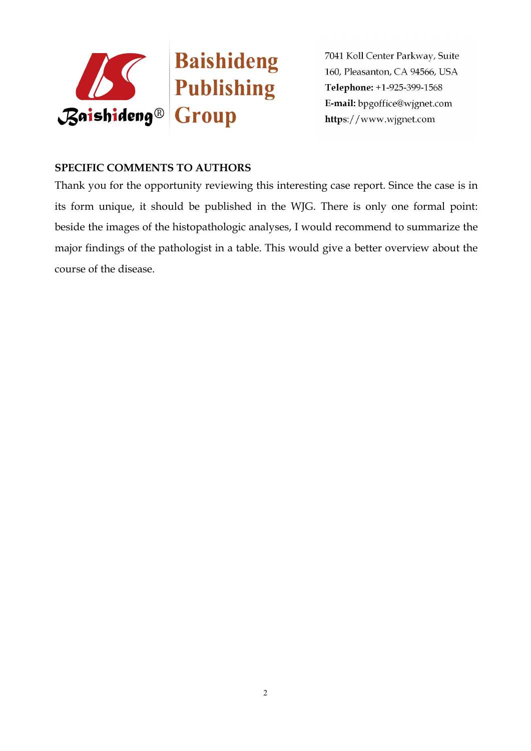**SPECIFIC COMMENTS TO AUTHORS**

Thank you for the opportunity reviewing this interesting case report. Since the case is in its form unique, it should be published in the WJG. There is only one formal point: beside the images of the histopathologic analyses, I would recommend to summarize the major findings of the pathologist in a table. This would give a better overview about the course of the disease.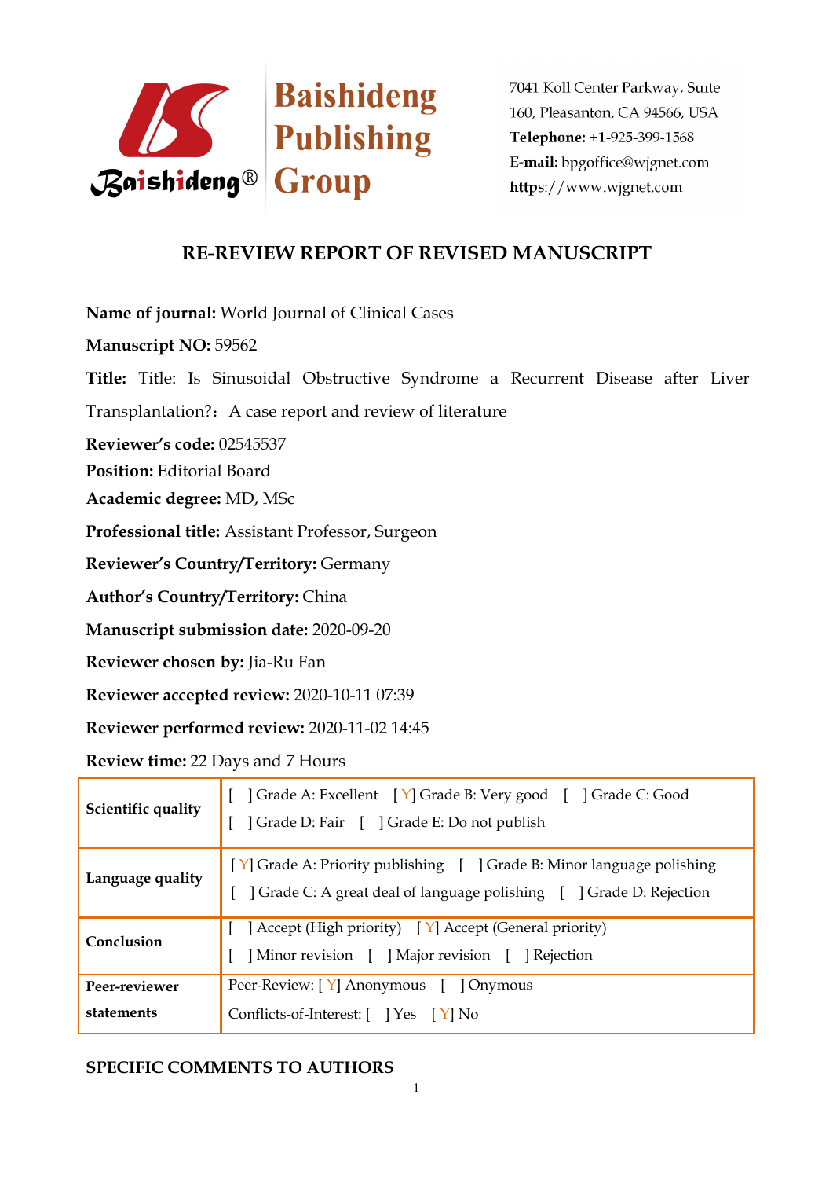7041 Koll Center Parkway, Suite 160, Pleasanton, CA 94566, USA
**Telephone:** +1-925-399-1568
**E-mail:** bpgoffice@wjgnet.com
**https**://www.wjgnet.com

## RE-REVIEW REPORT OF REVISED MANUSCRIPT

**Name of journal:** World Journal of Clinical Cases

**Manuscript NO:** 59562

**Title:** Title: Is Sinusoidal Obstructive Syndrome a Recurrent Disease after Liver Transplantation?：A case report and review of literature

**Reviewer's code:** 02545537

**Position:** Editorial Board

**Academic degree:** MD, MSc

**Professional title:** Assistant Professor, Surgeon

**Reviewer's Country/Territory:** Germany

**Author's Country/Territory:** China

**Manuscript submission date:** 2020-09-20

**Reviewer chosen by:** Jia-Ru Fan

**Reviewer accepted review:** 2020-10-11 07:39

**Reviewer performed review:** 2020-11-02 14:45

**Review time:** 22 Days and 7 Hours

| | |
|---|---|
| **Scientific quality** | [ ] Grade A: Excellent [ Y] Grade B: Very good [ ] Grade C: Good<br>[ ] Grade D: Fair [ ] Grade E: Do not publish |
| **Language quality** | [ Y] Grade A: Priority publishing [ ] Grade B: Minor language polishing<br>[ ] Grade C: A great deal of language polishing [ ] Grade D: Rejection |
| **Conclusion** | [ ] Accept (High priority) [ Y] Accept (General priority)<br>[ ] Minor revision [ ] Major revision [ ] Rejection |
| **Peer-reviewer statements** | Peer-Review: [ Y] Anonymous [ ] Onymous<br>Conflicts-of-Interest: [ ] Yes [ Y] No |

**SPECIFIC COMMENTS TO AUTHORS**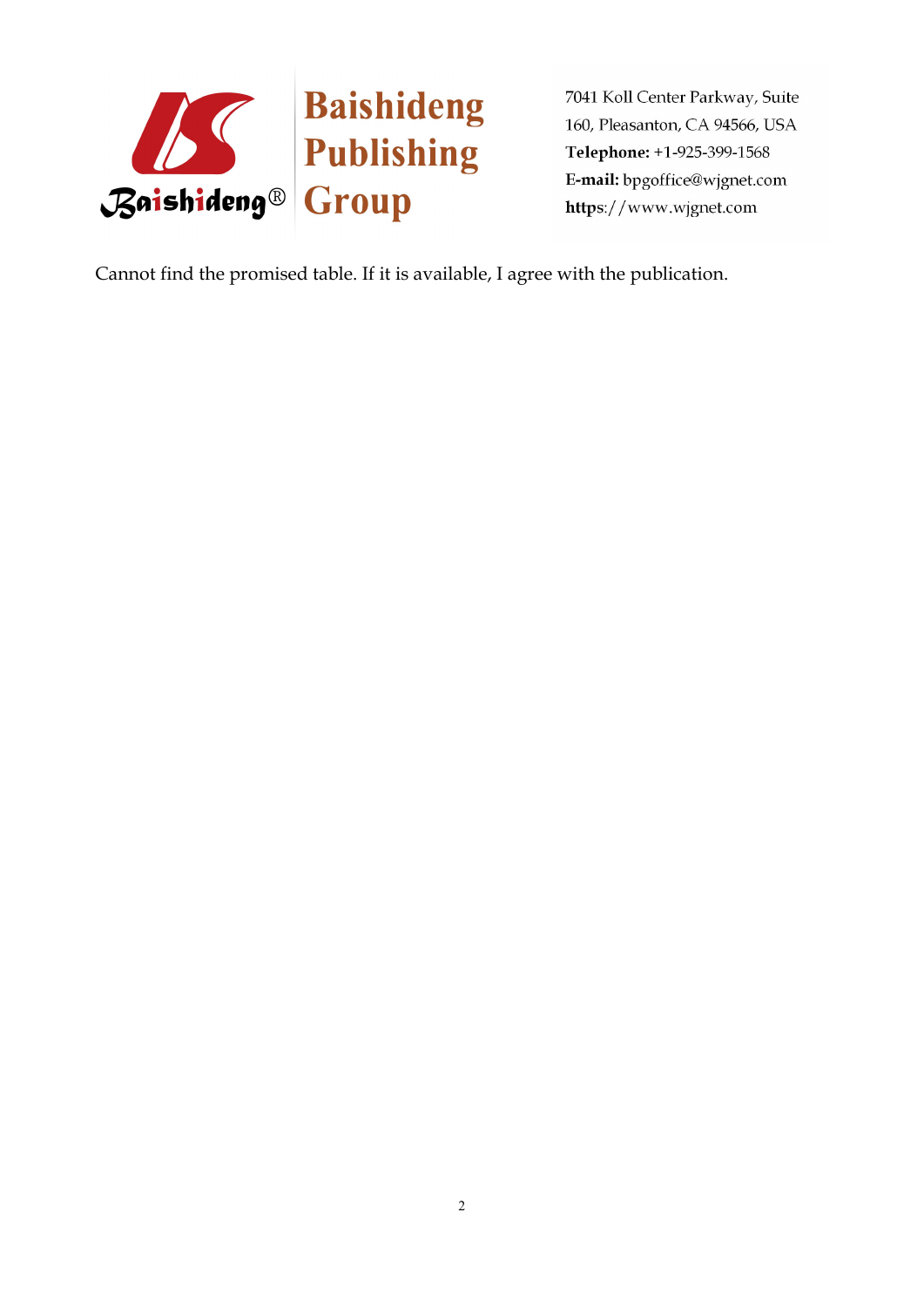Cannot find the promised table. If it is available, I agree with the publication.